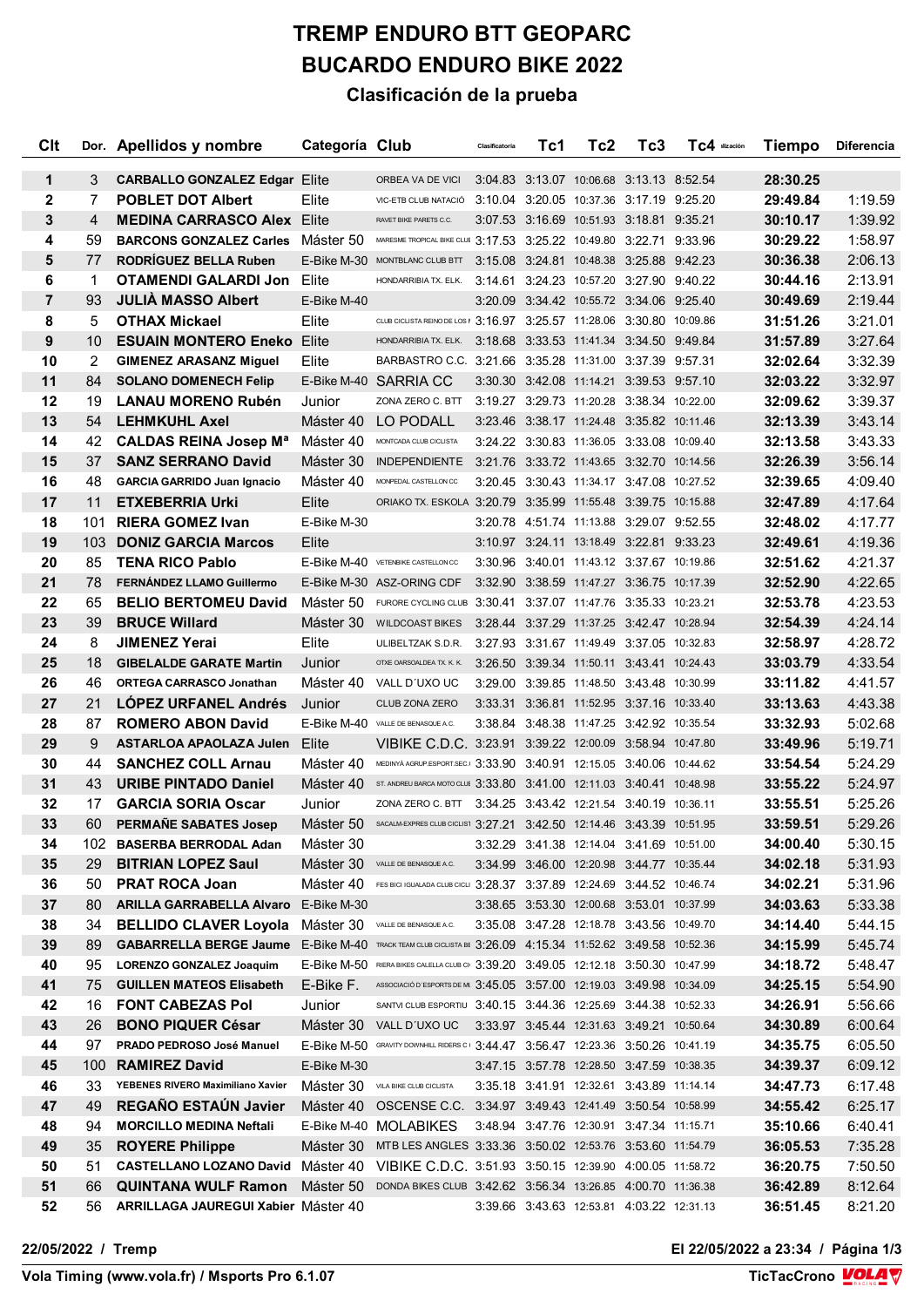# TREMP ENDURO BTT GEOPARC

# BUCARDO ENDURO BIKE 2022

### Clasificación de la prueba

| Clt | Dor. | Apellidos y nombre | Categoría | Club | Clasificatoria | Tc1 | Tc2 | Tc3 | Tc4 | Tiempo | Diferencia |
|---|---|---|---|---|---|---|---|---|---|---|---|
| 1 | 3 | **CARBALLO GONZALEZ Edgar** | Elite | ORBEA VA DE VICI | 3:04.83 | 3:13.07 | 10:06.68 | 3:13.13 | 8:52.54 | **28:30.25** | |
| 2 | 7 | **POBLET DOT Albert** | Elite | VIC-ETB CLUB NATACIÓ | 3:10.04 | 3:20.05 | 10:37.36 | 3:17.19 | 9:25.20 | **29:49.84** | 1:19.59 |
| 3 | 4 | **MEDINA CARRASCO Alex** | Elite | RAVET BIKE PARETS C.C. | 3:07.53 | 3:16.69 | 10:51.93 | 3:18.81 | 9:35.21 | **30:10.17** | 1:39.92 |
| 4 | 59 | **BARCONS GONZALEZ Carles** | Máster 50 | MARESME TROPICAL BIKE CLUB | 3:17.53 | 3:25.22 | 10:49.80 | 3:22.71 | 9:33.96 | **30:29.22** | 1:58.97 |
| 5 | 77 | **RODRÍGUEZ BELLA Ruben** | E-Bike M-30 | MONTBLANC CLUB BTT | 3:15.08 | 3:24.81 | 10:48.38 | 3:25.88 | 9:42.23 | **30:36.38** | 2:06.13 |
| 6 | 1 | **OTAMENDI GALARDI Jon** | Elite | HONDARRIBIA TX. ELK. | 3:14.61 | 3:24.23 | 10:57.20 | 3:27.90 | 9:40.22 | **30:44.16** | 2:13.91 |
| 7 | 93 | **JULIÀ MASSO Albert** | E-Bike M-40 | | 3:20.09 | 3:34.42 | 10:55.72 | 3:34.06 | 9:25.40 | **30:49.69** | 2:19.44 |
| 8 | 5 | **OTHAX Mickael** | Elite | CLUB CICLISTA REINO DE LOS | 3:16.97 | 3:25.57 | 11:28.06 | 3:30.80 | 10:09.86 | **31:51.26** | 3:21.01 |
| 9 | 10 | **ESUAIN MONTERO Eneko** | Elite | HONDARRIBIA TX. ELK. | 3:18.68 | 3:33.53 | 11:41.34 | 3:34.50 | 9:49.84 | **31:57.89** | 3:27.64 |
| 10 | 2 | **GIMENEZ ARASANZ Miguel** | Elite | BARBASTRO C.C. | 3:21.66 | 3:35.28 | 11:31.00 | 3:37.39 | 9:57.31 | **32:02.64** | 3:32.39 |
| 11 | 84 | **SOLANO DOMENECH Felip** | E-Bike M-40 | SARRIA CC | 3:30.30 | 3:42.08 | 11:14.21 | 3:39.53 | 9:57.10 | **32:03.22** | 3:32.97 |
| 12 | 19 | **LANAU MORENO Rubén** | Junior | ZONA ZERO C. BTT | 3:19.27 | 3:29.73 | 11:20.28 | 3:38.34 | 10:22.00 | **32:09.62** | 3:39.37 |
| 13 | 54 | **LEHMKUHL Axel** | Máster 40 | LO PODALL | 3:23.46 | 3:38.17 | 11:24.48 | 3:35.82 | 10:11.46 | **32:13.39** | 3:43.14 |
| 14 | 42 | **CALDAS REINA Josep Mª** | Máster 40 | MONTCADA CLUB CICLISTA | 3:24.22 | 3:30.83 | 11:36.05 | 3:33.08 | 10:09.40 | **32:13.58** | 3:43.33 |
| 15 | 37 | **SANZ SERRANO David** | Máster 30 | INDEPENDIENTE | 3:21.76 | 3:33.72 | 11:43.65 | 3:32.70 | 10:14.56 | **32:26.39** | 3:56.14 |
| 16 | 48 | **GARCIA GARRIDO Juan Ignacio** | Máster 40 | MONPEDAL CASTELLON CC | 3:20.45 | 3:30.43 | 11:34.17 | 3:47.08 | 10:27.52 | **32:39.65** | 4:09.40 |
| 17 | 11 | **ETXEBERRIA Urki** | Elite | ORIAKO TX. ESKOLA | 3:20.79 | 3:35.99 | 11:55.48 | 3:39.75 | 10:15.88 | **32:47.89** | 4:17.64 |
| 18 | 101 | **RIERA GOMEZ Ivan** | E-Bike M-30 | | 3:20.78 | 4:51.74 | 11:13.88 | 3:29.07 | 9:52.55 | **32:48.02** | 4:17.77 |
| 19 | 103 | **DONIZ GARCIA Marcos** | Elite | | 3:10.97 | 3:24.11 | 13:18.49 | 3:22.81 | 9:33.23 | **32:49.61** | 4:19.36 |
| 20 | 85 | **TENA RICO Pablo** | E-Bike M-40 | VETENBIKE CASTELLON CC | 3:30.96 | 3:40.01 | 11:43.12 | 3:37.67 | 10:19.86 | **32:51.62** | 4:21.37 |
| 21 | 78 | **FERNÁNDEZ LLAMO Guillermo** | E-Bike M-30 | ASZ-ORING CDF | 3:32.90 | 3:38.59 | 11:47.27 | 3:36.75 | 10:17.39 | **32:52.90** | 4:22.65 |
| 22 | 65 | **BELIO BERTOMEU David** | Máster 50 | FURORE CYCLING CLUB | 3:30.41 | 3:37.07 | 11:47.76 | 3:35.33 | 10:23.21 | **32:53.78** | 4:23.53 |
| 23 | 39 | **BRUCE Willard** | Máster 30 | WILDCOAST BIKES | 3:28.44 | 3:37.29 | 11:37.25 | 3:42.47 | 10:28.94 | **32:54.39** | 4:24.14 |
| 24 | 8 | **JIMENEZ Yerai** | Elite | ULIBELTZAK S.D.R. | 3:27.93 | 3:31.67 | 11:49.49 | 3:37.05 | 10:32.83 | **32:58.97** | 4:28.72 |
| 25 | 18 | **GIBELALDE GARATE Martin** | Junior | OTXE OARSOALDEA TX. K. K. | 3:26.50 | 3:39.34 | 11:50.11 | 3:43.41 | 10:24.43 | **33:03.79** | 4:33.54 |
| 26 | 46 | **ORTEGA CARRASCO Jonathan** | Máster 40 | VALL D´UXO UC | 3:29.00 | 3:39.85 | 11:48.50 | 3:43.48 | 10:30.99 | **33:11.82** | 4:41.57 |
| 27 | 21 | **LÓPEZ URFANEL Andrés** | Junior | CLUB ZONA ZERO | 3:33.31 | 3:36.81 | 11:52.95 | 3:37.16 | 10:33.40 | **33:13.63** | 4:43.38 |
| 28 | 87 | **ROMERO ABON David** | E-Bike M-40 | VALLE DE BENASQUE A.C. | 3:38.84 | 3:48.38 | 11:47.25 | 3:42.92 | 10:35.54 | **33:32.93** | 5:02.68 |
| 29 | 9 | **ASTARLOA APAOLAZA Julen** | Elite | VIBIKE C.D.C. | 3:23.91 | 3:39.22 | 12:00.09 | 3:58.94 | 10:47.80 | **33:49.96** | 5:19.71 |
| 30 | 44 | **SANCHEZ COLL Arnau** | Máster 40 | MEDINYÀ AGRUP.ESPORT.SEC. | 3:33.90 | 3:40.91 | 12:15.05 | 3:40.06 | 10:44.62 | **33:54.54** | 5:24.29 |
| 31 | 43 | **URIBE PINTADO Daniel** | Máster 40 | ST. ANDREU BARCA MOTO CLUB | 3:33.80 | 3:41.00 | 12:11.03 | 3:40.41 | 10:48.98 | **33:55.22** | 5:24.97 |
| 32 | 17 | **GARCIA SORIA Oscar** | Junior | ZONA ZERO C. BTT | 3:34.25 | 3:43.42 | 12:21.54 | 3:40.19 | 10:36.11 | **33:55.51** | 5:25.26 |
| 33 | 60 | **PERMAÑE SABATES Josep** | Máster 50 | SACALM-EXPRES CLUB CICLIST | 3:27.21 | 3:42.50 | 12:14.46 | 3:43.39 | 10:51.95 | **33:59.51** | 5:29.26 |
| 34 | 102 | **BASERBA BERRODAL Adan** | Máster 30 | | 3:32.29 | 3:41.38 | 12:14.04 | 3:41.69 | 10:51.00 | **34:00.40** | 5:30.15 |
| 35 | 29 | **BITRIAN LOPEZ Saul** | Máster 30 | VALLE DE BENASQUE A.C. | 3:34.99 | 3:46.00 | 12:20.98 | 3:44.77 | 10:35.44 | **34:02.18** | 5:31.93 |
| 36 | 50 | **PRAT ROCA Joan** | Máster 40 | FES BICI IGUALADA CLUB CICLI | 3:28.37 | 3:37.89 | 12:24.69 | 3:44.52 | 10:46.74 | **34:02.21** | 5:31.96 |
| 37 | 80 | **ARILLA GARRABELLA Alvaro** | E-Bike M-30 | | 3:38.65 | 3:53.30 | 12:00.68 | 3:53.01 | 10:37.99 | **34:03.63** | 5:33.38 |
| 38 | 34 | **BELLIDO CLAVER Loyola** | Máster 30 | VALLE DE BENASQUE A.C. | 3:35.08 | 3:47.28 | 12:18.78 | 3:43.56 | 10:49.70 | **34:14.40** | 5:44.15 |
| 39 | 89 | **GABARRELLA BERGE Jaume** | E-Bike M-40 | TRACK TEAM CLUB CICLISTA BE | 3:26.09 | 4:15.34 | 11:52.62 | 3:49.58 | 10:52.36 | **34:15.99** | 5:45.74 |
| 40 | 95 | **LORENZO GONZALEZ Joaquim** | E-Bike M-50 | RIERA BIKES CALELLA CLUB CI | 3:39.20 | 3:49.05 | 12:12.18 | 3:50.30 | 10:47.99 | **34:18.72** | 5:48.47 |
| 41 | 75 | **GUILLEN MATEOS Elisabeth** | E-Bike F. | ASSOCIACIÓ D´ESPORTS DE M | 3:45.05 | 3:57.00 | 12:19.03 | 3:49.98 | 10:34.09 | **34:25.15** | 5:54.90 |
| 42 | 16 | **FONT CABEZAS Pol** | Junior | SANTVI CLUB ESPORTIU | 3:40.15 | 3:44.36 | 12:25.69 | 3:44.38 | 10:52.33 | **34:26.91** | 5:56.66 |
| 43 | 26 | **BONO PIQUER César** | Máster 30 | VALL D´UXO UC | 3:33.97 | 3:45.44 | 12:31.63 | 3:49.21 | 10:50.64 | **34:30.89** | 6:00.64 |
| 44 | 97 | **PRADO PEDROSO José Manuel** | E-Bike M-50 | GRAVITY DOWNHILL RIDERS C | 3:44.47 | 3:56.47 | 12:23.36 | 3:50.26 | 10:41.19 | **34:35.75** | 6:05.50 |
| 45 | 100 | **RAMIREZ David** | E-Bike M-30 | | 3:47.15 | 3:57.78 | 12:28.50 | 3:47.59 | 10:38.35 | **34:39.37** | 6:09.12 |
| 46 | 33 | **YEBENES RIVERO Maximiliano Xavier** | Máster 30 | VILA BIKE CLUB CICLISTA | 3:35.18 | 3:41.91 | 12:32.61 | 3:43.89 | 11:14.14 | **34:47.73** | 6:17.48 |
| 47 | 49 | **REGAÑO ESTAÚN Javier** | Máster 40 | OSCENSE C.C. | 3:34.97 | 3:49.43 | 12:41.49 | 3:50.54 | 10:58.99 | **34:55.42** | 6:25.17 |
| 48 | 94 | **MORCILLO MEDINA Neftali** | E-Bike M-40 | MOLABIKES | 3:48.94 | 3:47.76 | 12:30.91 | 3:47.34 | 11:15.71 | **35:10.66** | 6:40.41 |
| 49 | 35 | **ROYERE Philippe** | Máster 30 | MTB LES ANGLES | 3:33.36 | 3:50.02 | 12:53.76 | 3:53.60 | 11:54.79 | **36:05.53** | 7:35.28 |
| 50 | 51 | **CASTELLANO LOZANO David** | Máster 40 | VIBIKE C.D.C. | 3:51.93 | 3:50.15 | 12:39.90 | 4:00.05 | 11:58.72 | **36:20.75** | 7:50.50 |
| 51 | 66 | **QUINTANA WULF Ramon** | Máster 50 | DONDA BIKES CLUB | 3:42.62 | 3:56.34 | 13:26.85 | 4:00.70 | 11:36.38 | **36:42.89** | 8:12.64 |
| 52 | 56 | **ARRILLAGA JAUREGUI Xabier** | Máster 40 | | 3:39.66 | 3:43.63 | 12:53.81 | 4:03.22 | 12:31.13 | **36:51.45** | 8:21.20 |

**22/05/2022 / Tremp** — **El 22/05/2022 a 23:34**

**Vola Timing (www.vola.fr) / Msports Pro 6.1.07** — **TicTacCrono**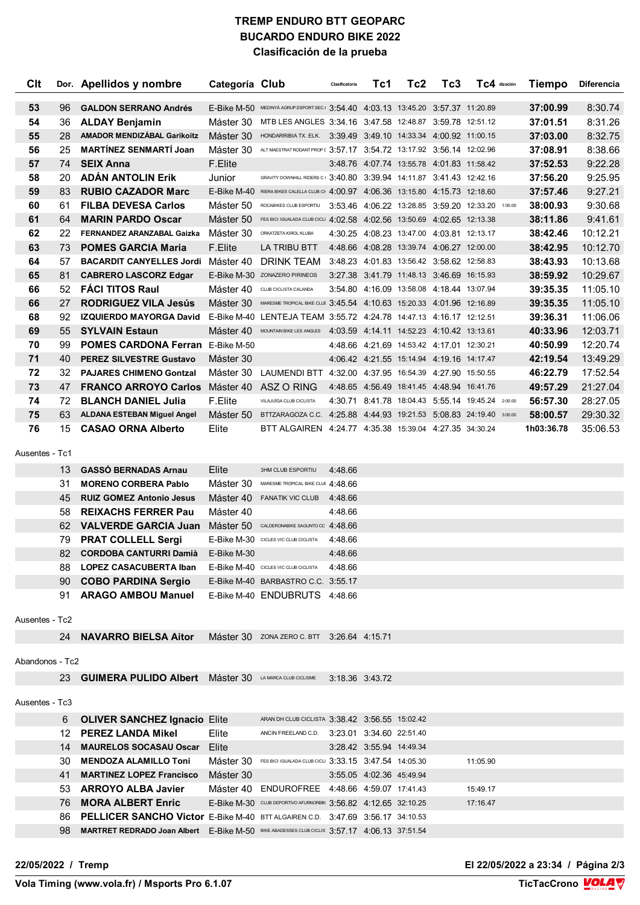# TREMP ENDURO BTT GEOPARC
## BUCARDO ENDURO BIKE 2022
### Clasificación de la prueba

| Clt | Dor. | Apellidos y nombre | Categoría | Club | Clasificatoria | Tc1 | Tc2 | Tc3 | Tc4 | Penalización | Tiempo | Diferencia |
|---|---|---|---|---|---|---|---|---|---|---|---|---|
| 53 | 96 | GALDON SERRANO Andrés | E-Bike M-50 | MEDINYÀ AGRUP.ESPORT.SEC.I | 3:54.40 | 4:03.13 | 13:45.20 | 3:57.37 | 11:20.89 | | 37:00.99 | 8:30.74 |
| 54 | 36 | ALDAY Benjamin | Máster 30 | MTB LES ANGLES | 3:34.16 | 3:47.58 | 12:48.87 | 3:59.78 | 12:51.12 | | 37:01.51 | 8:31.26 |
| 55 | 28 | AMADOR MENDIZÁBAL Garikoitz | Máster 30 | HONDARRIBIA TX. ELK. | 3:39.49 | 3:49.10 | 14:33.34 | 4:00.92 | 11:00.15 | | 37:03.00 | 8:32.75 |
| 56 | 25 | MARTÍNEZ SENMARTÍ Joan | Máster 30 | ALT MAESTRAT RODANT PROP I | 3:57.17 | 3:54.72 | 13:17.92 | 3:56.14 | 12:02.96 | | 37:08.91 | 8:38.66 |
| 57 | 74 | SEIX Anna | F.Elite | | 3:48.76 | 4:07.74 | 13:55.78 | 4:01.83 | 11:58.42 | | 37:52.53 | 9:22.28 |
| 58 | 20 | ADÁN ANTOLIN Erik | Junior | GRAVITY DOWNHILL RIDERS C | 3:40.80 | 3:39.94 | 14:11.87 | 3:41.43 | 12:42.16 | | 37:56.20 | 9:25.95 |
| 59 | 83 | RUBIO CAZADOR Marc | E-Bike M-40 | RIERA BIKES CALELLA CLUB CI | 4:00.97 | 4:06.36 | 13:15.80 | 4:15.73 | 12:18.60 | | 37:57.46 | 9:27.21 |
| 60 | 61 | FILBA DEVESA Carlos | Máster 50 | ROCABIKES CLUB ESPORTIU | 3:53.46 | 4:06.22 | 13:28.85 | 3:59.20 | 12:33.20 | 1:00.00 | 38:00.93 | 9:30.68 |
| 61 | 64 | MARIN PARDO Oscar | Máster 50 | FES BICI IGUALADA CLUB CICLI | 4:02.58 | 4:02.56 | 13:50.69 | 4:02.65 | 12:13.38 | | 38:11.86 | 9:41.61 |
| 62 | 22 | FERNANDEZ ARANZABAL Gaizka | Máster 30 | ORKATZETA KIROL KLUBA | 4:30.25 | 4:08.23 | 13:47.00 | 4:03.81 | 12:13.17 | | 38:42.46 | 10:12.21 |
| 63 | 73 | POMES GARCIA Maria | F.Elite | LA TRIBU BTT | 4:48.66 | 4:08.28 | 13:39.74 | 4:06.27 | 12:00.00 | | 38:42.95 | 10:12.70 |
| 64 | 57 | BACARDIT CANYELLES Jordi | Máster 40 | DRINK TEAM | 3:48.23 | 4:01.83 | 13:56.42 | 3:58.62 | 12:58.83 | | 38:43.93 | 10:13.68 |
| 65 | 81 | CABRERO LASCORZ Edgar | E-Bike M-30 | ZONAZERO PIRINEOS | 3:27.38 | 3:41.79 | 11:48.13 | 3:46.69 | 16:15.93 | | 38:59.92 | 10:29.67 |
| 66 | 52 | FÁCI TITOS Raul | Máster 40 | CLUB CICLISTA CALANDA | 3:54.80 | 4:16.09 | 13:58.08 | 4:18.44 | 13:07.94 | | 39:35.35 | 11:05.10 |
| 66 | 27 | RODRIGUEZ VILA Jesús | Máster 30 | MARESME TROPICAL BIKE CLUE | 3:45.54 | 4:10.63 | 15:20.33 | 4:01.96 | 12:16.89 | | 39:35.35 | 11:05.10 |
| 68 | 92 | IZQUIERDO MAYORGA David | E-Bike M-40 | LENTEJA TEAM | 3:55.72 | 4:24.78 | 14:47.13 | 4:16.17 | 12:12.51 | | 39:36.31 | 11:06.06 |
| 69 | 55 | SYLVAIN Estaun | Máster 40 | MOUNTAIN BIKE LES ANGLES | 4:03.59 | 4:14.11 | 14:52.23 | 4:10.42 | 13:13.61 | | 40:33.96 | 12:03.71 |
| 70 | 99 | POMES CARDONA Ferran | E-Bike M-50 | | 4:48.66 | 4:21.69 | 14:53.42 | 4:17.01 | 12:30.21 | | 40:50.99 | 12:20.74 |
| 71 | 40 | PEREZ SILVESTRE Gustavo | Máster 30 | | 4:06.42 | 4:21.55 | 15:14.94 | 4:19.16 | 14:17.47 | | 42:19.54 | 13:49.29 |
| 72 | 32 | PAJARES CHIMENO Gontzal | Máster 30 | LAUMENDI BTT | 4:32.00 | 4:37.95 | 16:54.39 | 4:27.90 | 15:50.55 | | 46:22.79 | 17:52.54 |
| 73 | 47 | FRANCO ARROYO Carlos | Máster 40 | ASZ O RING | 4:48.65 | 4:56.49 | 18:41.45 | 4:48.94 | 16:41.76 | | 49:57.29 | 21:27.04 |
| 74 | 72 | BLANCH DANIEL Julia | F.Elite | VILAJUÏGA CLUB CICLISTA | 4:30.71 | 8:41.78 | 18:04.43 | 5:55.14 | 19:45.24 | 2:00.00 | 56:57.30 | 28:27.05 |
| 75 | 63 | ALDANA ESTEBAN Miguel Angel | Máster 50 | BTTZARAGOZA C.C. | 4:25.88 | 4:44.93 | 19:21.53 | 5:08.83 | 24:19.40 | 3:00.00 | 58:00.57 | 29:30.32 |
| 76 | 15 | CASAO ORNA Alberto | Elite | BTT ALGAIREN | 4:24.77 | 4:35.38 | 15:39.04 | 4:27.35 | 34:30.24 | | 1h03:36.78 | 35:06.53 |

Ausentes - Tc1

| Dor. | Apellidos y nombre | Categoría | Club | Clasificatoria |
|---|---|---|---|---|
| 13 | GASSÓ BERNADAS Arnau | Elite | 3HM CLUB ESPORTIU | 4:48.66 |
| 31 | MORENO CORBERA Pablo | Máster 30 | MARESME TROPICAL BIKE CLUE | 4:48.66 |
| 45 | RUIZ GOMEZ Antonio Jesus | Máster 40 | FANATIK VIC CLUB | 4:48.66 |
| 58 | REIXACHS FERRER Pau | Máster 40 | | 4:48.66 |
| 62 | VALVERDE GARCIA Juan | Máster 50 | CALDERONABIKE SAGUNTO CC | 4:48.66 |
| 79 | PRAT COLLELL Sergi | E-Bike M-30 | CICLES VIC CLUB CICLISTA | 4:48.66 |
| 82 | CORDOBA CANTURRI Damià | E-Bike M-30 | | 4:48.66 |
| 88 | LOPEZ CASACUBERTA Iban | E-Bike M-40 | CICLES VIC CLUB CICLISTA | 4:48.66 |
| 90 | COBO PARDINA Sergio | E-Bike M-40 | BARBASTRO C.C. | 3:55.17 |
| 91 | ARAGO AMBOU Manuel | E-Bike M-40 | ENDUBRUTS | 4:48.66 |

Ausentes - Tc2

| Dor. | Apellidos y nombre | Categoría | Club | Clasificatoria | Tc1 |
|---|---|---|---|---|---|
| 24 | NAVARRO BIELSA Aitor | Máster 30 | ZONA ZERO C. BTT | 3:26.64 | 4:15.71 |

Abandonos - Tc2

| Dor. | Apellidos y nombre | Categoría | Club | Clasificatoria | Tc1 |
|---|---|---|---|---|---|
| 23 | GUIMERA PULIDO Albert | Máster 30 | LA MARCA CLUB CICLISME | 3:18.36 | 3:43.72 |

Ausentes - Tc3

| Dor. | Apellidos y nombre | Categoría | Club | Clasificatoria | Tc1 | Tc2 | Tc3 | Tc4 |
|---|---|---|---|---|---|---|---|---|
| 6 | OLIVER SANCHEZ Ignacio | Elite | ARAN DH CLUB CICLISTA | 3:38.42 | 3:56.55 | 15:02.42 | | |
| 12 | PEREZ LANDA Mikel | Elite | ANCIN FREELAND C.D. | 3:23.01 | 3:34.60 | 22:51.40 | | |
| 14 | MAURELOS SOCASAU Oscar | Elite | | 3:28.42 | 3:55.94 | 14:49.34 | | |
| 30 | MENDOZA ALAMILLO Toni | Máster 30 | FES BICI IGUALADA CLUB CICLI | 3:33.15 | 3:47.54 | 14:05.30 | | 11:05.90 |
| 41 | MARTINEZ LOPEZ Francisco | Máster 30 | | 3:55.05 | 4:02.36 | 45:49.94 | | |
| 53 | ARROYO ALBA Javier | Máster 40 | ENDUROFREE | 4:48.66 | 4:59.07 | 17:41.43 | | 15:49.17 |
| 76 | MORA ALBERT Enric | E-Bike M-30 | CLUB DEPORTIVO AFURNORBIK | 3:56.82 | 4:12.65 | 32:10.25 | | 17:16.47 |
| 86 | PELLICER SANCHO Victor | E-Bike M-40 | BTT ALGAIREN C.D. | 3:47.69 | 3:56.17 | 34:10.53 | | |
| 98 | MARTRET REDRADO Joan Albert | E-Bike M-50 | BIKE ABADESSES CLUB CICLIS | 3:57.17 | 4:06.13 | 37:51.54 | | |

22/05/2022 / Tremp

El 22/05/2022 a 23:34

Vola Timing (www.vola.fr) / Msports Pro 6.1.07

TicTacCrono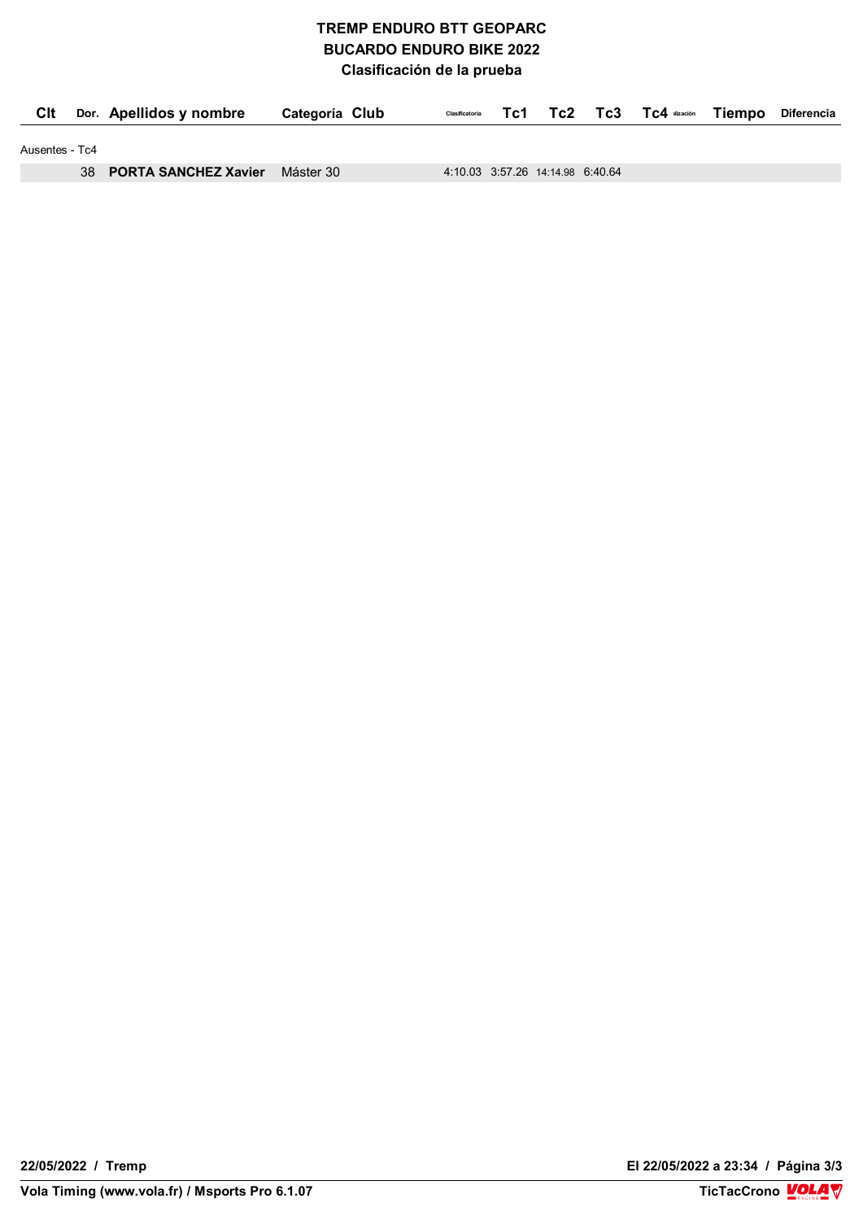**TREMP ENDURO BTT GEOPARC**
**BUCARDO ENDURO BIKE 2022**
**Clasificación de la prueba**

| Clt | Dor. | Apellidos y nombre | Categoría | Club | Clasificatoria | Tc1 | Tc2 | Tc3 | Tc4 | ilización | Tiempo | Diferencia |
|---|---|---|---|---|---|---|---|---|---|---|---|---|
| Ausentes - Tc4 | | | | | | | | | | | | |
| | 38 | **PORTA SANCHEZ Xavier** | Máster 30 | | 4:10.03 | 3:57.26 | 14:14.98 | 6:40.64 | | | | |

22/05/2022 / Tremp

El 22/05/2022 a 23:34

Vola Timing (www.vola.fr) / Msports Pro 6.1.07

TicTacCrono